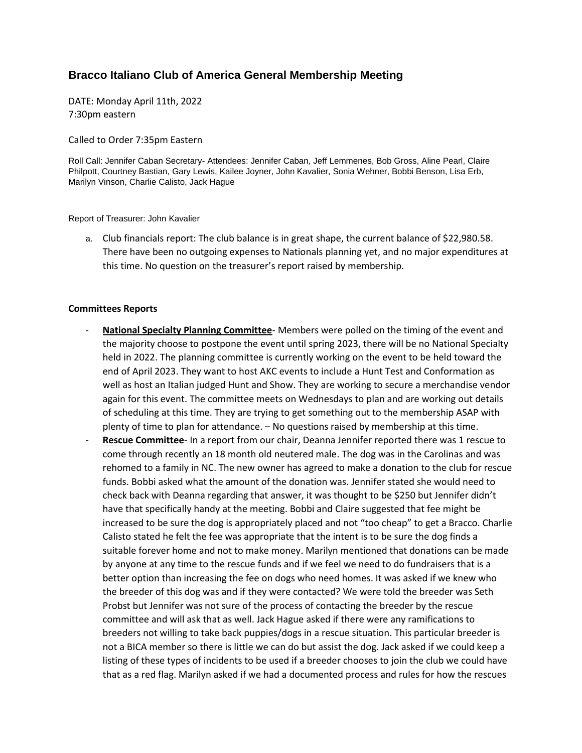## Bracco Italiano Club of America General Membership Meeting

DATE: Monday April 11th, 2022
7:30pm eastern

Called to Order 7:35pm Eastern

Roll Call: Jennifer Caban Secretary- Attendees: Jennifer Caban, Jeff Lemmenes, Bob Gross, Aline Pearl, Claire Philpott, Courtney Bastian, Gary Lewis, Kailee Joyner, John Kavalier, Sonia Wehner, Bobbi Benson, Lisa Erb, Marilyn Vinson, Charlie Calisto, Jack Hague

Report of Treasurer: John Kavalier

a. Club financials report: The club balance is in great shape, the current balance of $22,980.58. There have been no outgoing expenses to Nationals planning yet, and no major expenditures at this time. No question on the treasurer's report raised by membership.

**Committees Reports**

- **National Specialty Planning Committee**- Members were polled on the timing of the event and the majority choose to postpone the event until spring 2023, there will be no National Specialty held in 2022. The planning committee is currently working on the event to be held toward the end of April 2023. They want to host AKC events to include a Hunt Test and Conformation as well as host an Italian judged Hunt and Show. They are working to secure a merchandise vendor again for this event. The committee meets on Wednesdays to plan and are working out details of scheduling at this time. They are trying to get something out to the membership ASAP with plenty of time to plan for attendance. – No questions raised by membership at this time.
- **Rescue Committee**- In a report from our chair, Deanna Jennifer reported there was 1 rescue to come through recently an 18 month old neutered male. The dog was in the Carolinas and was rehomed to a family in NC. The new owner has agreed to make a donation to the club for rescue funds. Bobbi asked what the amount of the donation was. Jennifer stated she would need to check back with Deanna regarding that answer, it was thought to be $250 but Jennifer didn't have that specifically handy at the meeting. Bobbi and Claire suggested that fee might be increased to be sure the dog is appropriately placed and not "too cheap" to get a Bracco. Charlie Calisto stated he felt the fee was appropriate that the intent is to be sure the dog finds a suitable forever home and not to make money. Marilyn mentioned that donations can be made by anyone at any time to the rescue funds and if we feel we need to do fundraisers that is a better option than increasing the fee on dogs who need homes. It was asked if we knew who the breeder of this dog was and if they were contacted? We were told the breeder was Seth Probst but Jennifer was not sure of the process of contacting the breeder by the rescue committee and will ask that as well. Jack Hague asked if there were any ramifications to breeders not willing to take back puppies/dogs in a rescue situation. This particular breeder is not a BICA member so there is little we can do but assist the dog. Jack asked if we could keep a listing of these types of incidents to be used if a breeder chooses to join the club we could have that as a red flag. Marilyn asked if we had a documented process and rules for how the rescues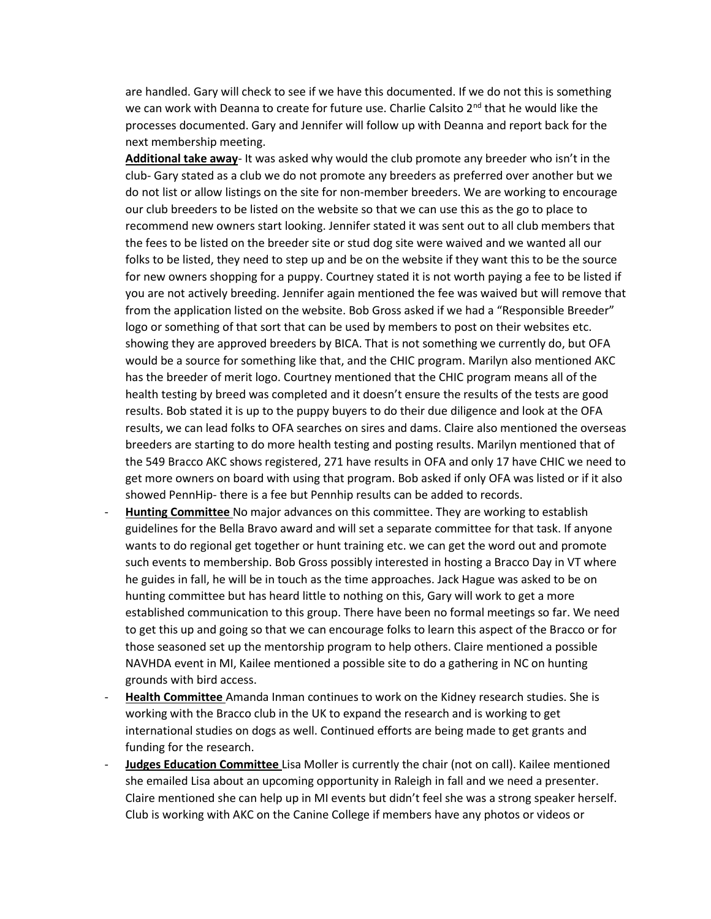are handled. Gary will check to see if we have this documented. If we do not this is something we can work with Deanna to create for future use. Charlie Calsito 2nd that he would like the processes documented. Gary and Jennifer will follow up with Deanna and report back for the next membership meeting.

**Additional take away**- It was asked why would the club promote any breeder who isn't in the club- Gary stated as a club we do not promote any breeders as preferred over another but we do not list or allow listings on the site for non-member breeders. We are working to encourage our club breeders to be listed on the website so that we can use this as the go to place to recommend new owners start looking. Jennifer stated it was sent out to all club members that the fees to be listed on the breeder site or stud dog site were waived and we wanted all our folks to be listed, they need to step up and be on the website if they want this to be the source for new owners shopping for a puppy. Courtney stated it is not worth paying a fee to be listed if you are not actively breeding. Jennifer again mentioned the fee was waived but will remove that from the application listed on the website. Bob Gross asked if we had a "Responsible Breeder" logo or something of that sort that can be used by members to post on their websites etc. showing they are approved breeders by BICA. That is not something we currently do, but OFA would be a source for something like that, and the CHIC program. Marilyn also mentioned AKC has the breeder of merit logo. Courtney mentioned that the CHIC program means all of the health testing by breed was completed and it doesn't ensure the results of the tests are good results. Bob stated it is up to the puppy buyers to do their due diligence and look at the OFA results, we can lead folks to OFA searches on sires and dams. Claire also mentioned the overseas breeders are starting to do more health testing and posting results. Marilyn mentioned that of the 549 Bracco AKC shows registered, 271 have results in OFA and only 17 have CHIC we need to get more owners on board with using that program. Bob asked if only OFA was listed or if it also showed PennHip- there is a fee but Pennhip results can be added to records.

- **Hunting Committee** No major advances on this committee. They are working to establish guidelines for the Bella Bravo award and will set a separate committee for that task. If anyone wants to do regional get together or hunt training etc. we can get the word out and promote such events to membership. Bob Gross possibly interested in hosting a Bracco Day in VT where he guides in fall, he will be in touch as the time approaches. Jack Hague was asked to be on hunting committee but has heard little to nothing on this, Gary will work to get a more established communication to this group. There have been no formal meetings so far. We need to get this up and going so that we can encourage folks to learn this aspect of the Bracco or for those seasoned set up the mentorship program to help others. Claire mentioned a possible NAVHDA event in MI, Kailee mentioned a possible site to do a gathering in NC on hunting grounds with bird access.
- **Health Committee** Amanda Inman continues to work on the Kidney research studies. She is working with the Bracco club in the UK to expand the research and is working to get international studies on dogs as well. Continued efforts are being made to get grants and funding for the research.
- **Judges Education Committee** Lisa Moller is currently the chair (not on call). Kailee mentioned she emailed Lisa about an upcoming opportunity in Raleigh in fall and we need a presenter. Claire mentioned she can help up in MI events but didn't feel she was a strong speaker herself. Club is working with AKC on the Canine College if members have any photos or videos or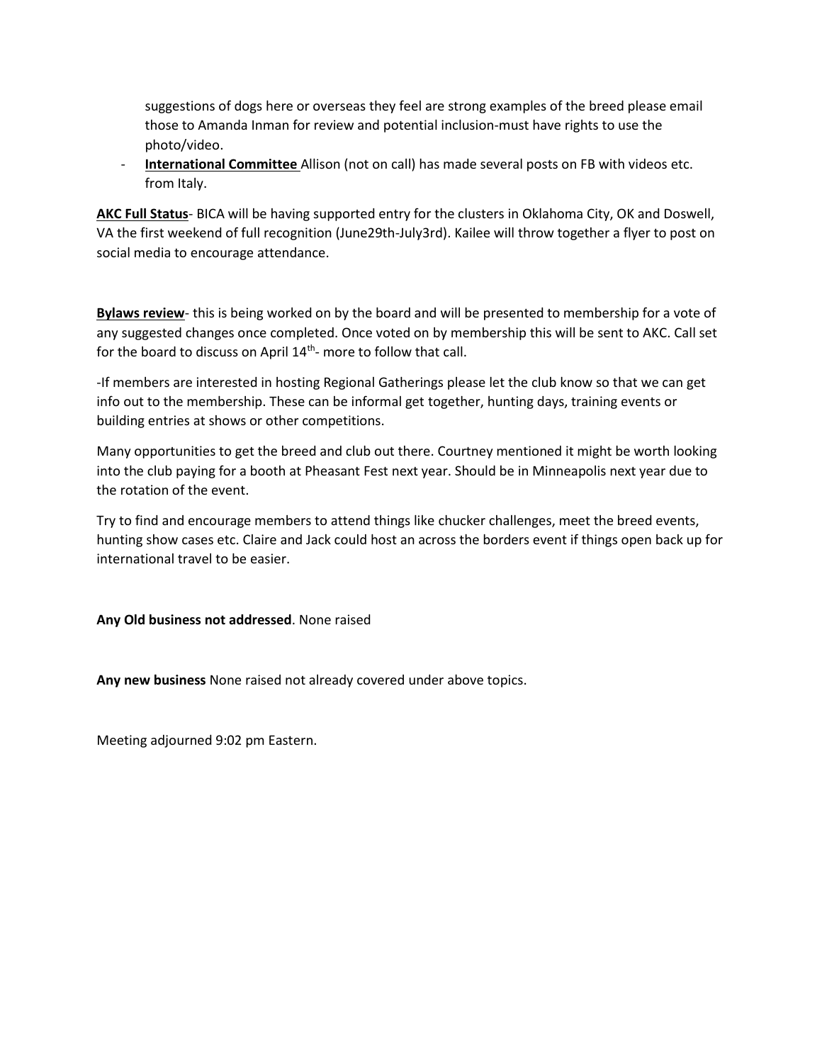suggestions of dogs here or overseas they feel are strong examples of the breed please email those to Amanda Inman for review and potential inclusion-must have rights to use the photo/video.

- **International Committee** Allison (not on call) has made several posts on FB with videos etc. from Italy.

**AKC Full Status**- BICA will be having supported entry for the clusters in Oklahoma City, OK and Doswell, VA the first weekend of full recognition (June29th-July3rd). Kailee will throw together a flyer to post on social media to encourage attendance.

**Bylaws review**- this is being worked on by the board and will be presented to membership for a vote of any suggested changes once completed. Once voted on by membership this will be sent to AKC. Call set for the board to discuss on April 14th- more to follow that call.

-If members are interested in hosting Regional Gatherings please let the club know so that we can get info out to the membership. These can be informal get together, hunting days, training events or building entries at shows or other competitions.

Many opportunities to get the breed and club out there. Courtney mentioned it might be worth looking into the club paying for a booth at Pheasant Fest next year. Should be in Minneapolis next year due to the rotation of the event.

Try to find and encourage members to attend things like chucker challenges, meet the breed events, hunting show cases etc. Claire and Jack could host an across the borders event if things open back up for international travel to be easier.

**Any Old business not addressed**. None raised

**Any new business** None raised not already covered under above topics.

Meeting adjourned 9:02 pm Eastern.